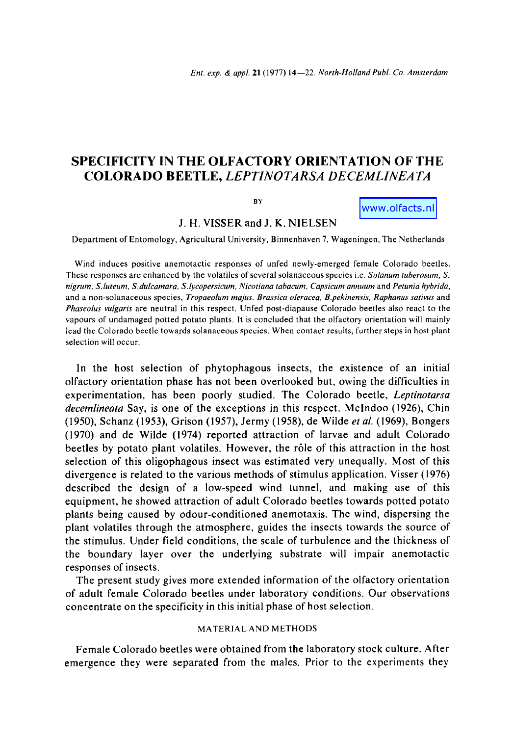# SPECIFICITY IN THE OLFACTORY ORIENTATION OF THE COLORADO BEETLE, *LEPTINOTARSA DECEMLINEATA*

BY

www.olfacts.nl

J. H. VISSER and J. K. NIELSEN

Department of Entomology, Agricultural University, Binnenhaven 7, Wageningen, The Netherlands

Wind induces positive anemotactic responses of unfed newly-emerged female Colorado beetles. These responses are enhanced by the volatiles of several solanaceous species i.e. *Solanum tuberosum*, *S. nigrum*, *S. luteum*, *S. dulcamara*, *S. lycopersicum*, *Nicotiana tabacum*, *Capsicum annuum* and *Petunia hybrida*, and a non-solanaceous species, *Tropaeolum majus*. *Brassica oleracea*, *B. pekinensis*, *Raphanus sativus* and *Phaseolus vulgaris* are neutral in this respect. Unfed post-diapause Colorado beetles also react to the vapours of undamaged potted potato plants. It is concluded that the olfactory orientation will mainly lead the Colorado beetle towards solanaceous species. When contact results, further steps in host plant selection will occur.

In the host selection of phytophagous insects, the existence of an initial olfactory orientation phase has not been overlooked but, owing the difficulties in experimentation, has been poorly studied. The Colorado beetle, *Leptinotarsa decemlineata* Say, is one of the exceptions in this respect. McIndoo (1926), Chin (1950), Schanz (1953), Grison (1957), Jermy (1958), de Wilde *et al.* (1969), Bongers (1970) and de Wilde (1974) reported attraction of larvae and adult Colorado beetles by potato plant volatiles. However, the rôle of this attraction in the host selection of this oligophagous insect was estimated very unequally. Most of this divergence is related to the various methods of stimulus application. Visser (1976) described the design of a low-speed wind tunnel, and making use of this equipment, he showed attraction of adult Colorado beetles towards potted potato plants being caused by odour-conditioned anemotaxis. The wind, dispersing the plant volatiles through the atmosphere, guides the insects towards the source of the stimulus. Under field conditions, the scale of turbulence and the thickness of the boundary layer over the underlying substrate will impair anemotactic responses of insects.

The present study gives more extended information of the olfactory orientation of adult female Colorado beetles under laboratory conditions. Our observations concentrate on the specificity in this initial phase of host selection.

## MATERIAL AND METHODS

Female Colorado beetles were obtained from the laboratory stock culture. After emergence they were separated from the males. Prior to the experiments they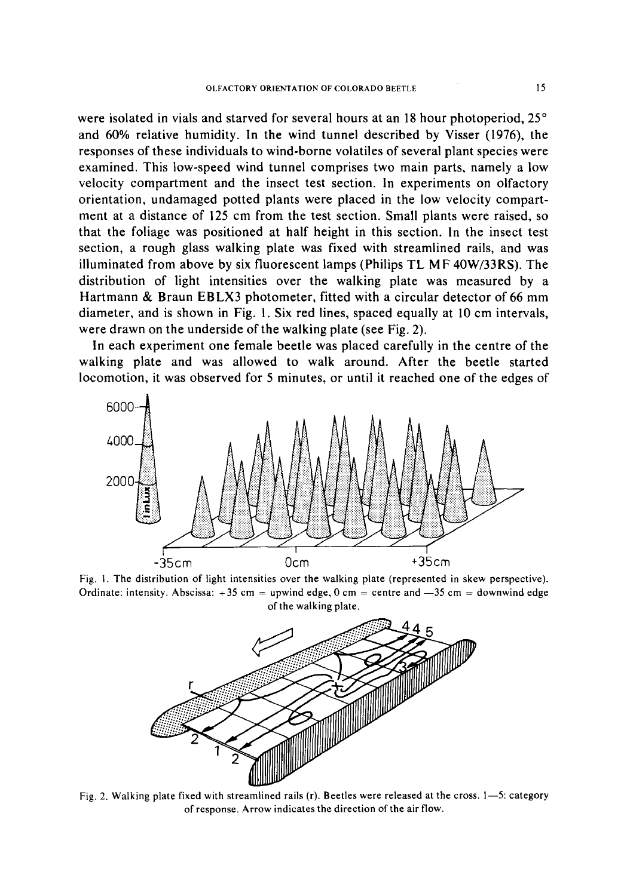were isolated in vials and starved for several hours at an 18 hour photoperiod, 25° and 60% relative humidity. In the wind tunnel described by Visser (1976), the responses of these individuals to wind-borne volatiles of several plant species were examined. This low-speed wind tunnel comprises two main parts, namely a low velocity compartment and the insect test section. In experiments on olfactory orientation, undamaged potted plants were placed in the low velocity compartment at a distance of 125 cm from the test section. Small plants were raised, so that the foliage was positioned at half height in this section. In the insect test section, a rough glass walking plate was fixed with streamlined rails, and was illuminated from above by six fluorescent lamps (Philips TL MF 40W/33RS). The distribution of light intensities over the walking plate was measured by a Hartmann & Braun EBLX3 photometer, fitted with a circular detector of 66 mm diameter, and is shown in Fig. 1. Six red lines, spaced equally at 10 cm intervals, were drawn on the underside of the walking plate (see Fig. 2).

In each experiment one female beetle was placed carefully in the centre of the walking plate and was allowed to walk around. After the beetle started locomotion, it was observed for 5 minutes, or until it reached one of the edges of

Fig. 1. The distribution of light intensities over the walking plate (represented in skew perspective). Ordinate: intensity. Abscissa: +35 cm = upwind edge, 0 cm = centre and —35 cm = downwind edge of the walking plate.

Fig. 2. Walking plate fixed with streamlined rails (r). Beetles were released at the cross. 1—5: category of response. Arrow indicates the direction of the air flow.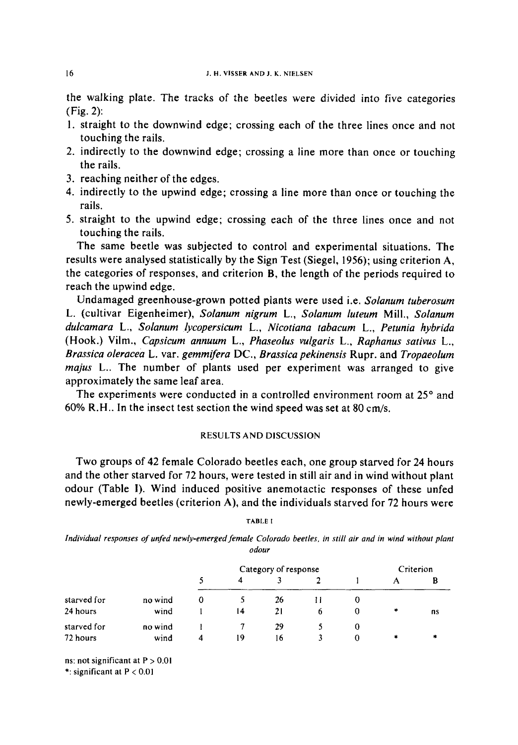the walking plate. The tracks of the beetles were divided into five categories (Fig. 2):

1. straight to the downwind edge; crossing each of the three lines once and not touching the rails.
2. indirectly to the downwind edge; crossing a line more than once or touching the rails.
3. reaching neither of the edges.
4. indirectly to the upwind edge; crossing a line more than once or touching the rails.
5. straight to the upwind edge; crossing each of the three lines once and not touching the rails.

The same beetle was subjected to control and experimental situations. The results were analysed statistically by the Sign Test (Siegel, 1956); using criterion A, the categories of responses, and criterion B, the length of the periods required to reach the upwind edge.

Undamaged greenhouse-grown potted plants were used i.e. *Solanum tuberosum* L. (cultivar Eigenheimer), *Solanum nigrum* L., *Solanum luteum* Mill., *Solanum dulcamara* L., *Solanum lycopersicum* L., *Nicotiana tabacum* L., *Petunia hybrida* (Hook.) Vilm., *Capsicum annuum* L., *Phaseolus vulgaris* L., *Raphanus sativus* L., *Brassica oleracea* L. var. *gemmifera* DC., *Brassica pekinensis* Rupr. and *Tropaeolum majus* L.. The number of plants used per experiment was arranged to give approximately the same leaf area.

The experiments were conducted in a controlled environment room at 25° and 60% R.H.. In the insect test section the wind speed was set at 80 cm/s.

## RESULTS AND DISCUSSION

Two groups of 42 female Colorado beetles each, one group starved for 24 hours and the other starved for 72 hours, were tested in still air and in wind without plant odour (Table I). Wind induced positive anemotactic responses of these unfed newly-emerged beetles (criterion A), and the individuals starved for 72 hours were

TABLE I

*Individual responses of unfed newly-emerged female Colorado beetles, in still air and in wind without plant odour*

| | | Category of response | | | | | Criterion | |
|---|---|---|---|---|---|---|---|---|
| | | 5 | 4 | 3 | 2 | 1 | A | B |
| starved for 24 hours | no wind | 0 | 5 | 26 | 11 | 0 | | |
| | wind | 1 | 14 | 21 | 6 | 0 | * | ns |
| starved for 72 hours | no wind | 1 | 7 | 29 | 5 | 0 | | |
| | wind | 4 | 19 | 16 | 3 | 0 | * | * |

ns: not significant at $P > 0.01$
*: significant at $P < 0.01$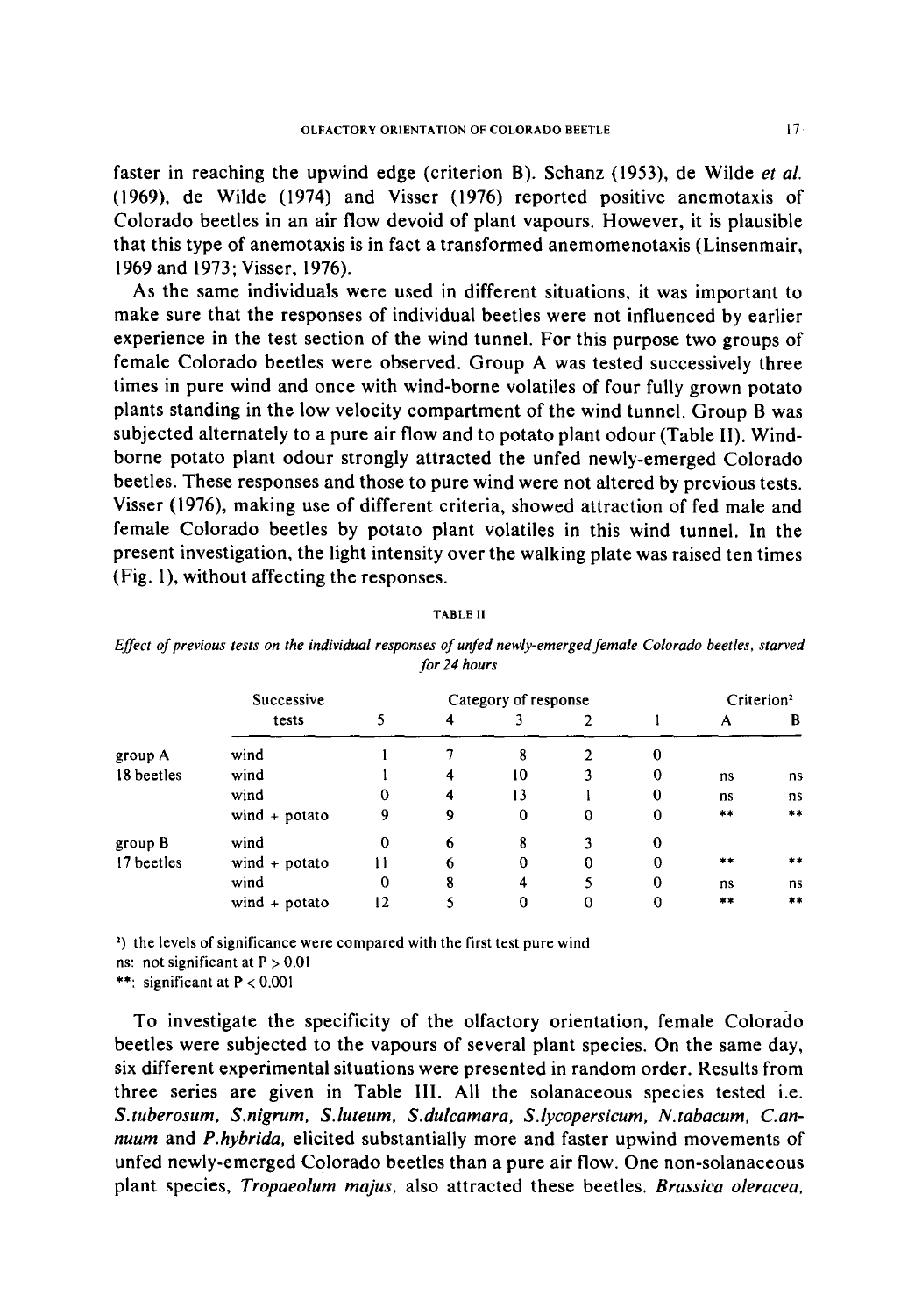faster in reaching the upwind edge (criterion B). Schanz (1953), de Wilde *et al.* (1969), de Wilde (1974) and Visser (1976) reported positive anemotaxis of Colorado beetles in an air flow devoid of plant vapours. However, it is plausible that this type of anemotaxis is in fact a transformed anemomenotaxis (Linsenmair, 1969 and 1973; Visser, 1976).

As the same individuals were used in different situations, it was important to make sure that the responses of individual beetles were not influenced by earlier experience in the test section of the wind tunnel. For this purpose two groups of female Colorado beetles were observed. Group A was tested successively three times in pure wind and once with wind-borne volatiles of four fully grown potato plants standing in the low velocity compartment of the wind tunnel. Group B was subjected alternately to a pure air flow and to potato plant odour (Table II). Wind-borne potato plant odour strongly attracted the unfed newly-emerged Colorado beetles. These responses and those to pure wind were not altered by previous tests. Visser (1976), making use of different criteria, showed attraction of fed male and female Colorado beetles by potato plant volatiles in this wind tunnel. In the present investigation, the light intensity over the walking plate was raised ten times (Fig. 1), without affecting the responses.

TABLE II

*Effect of previous tests on the individual responses of unfed newly-emerged female Colorado beetles, starved for 24 hours*

| | Successive tests | Category of response | | | | | Criterion[2] | |
|---|---|---|---|---|---|---|---|---|
| | | 5 | 4 | 3 | 2 | 1 | A | B |
| group A | wind | 1 | 7 | 8 | 2 | 0 | | |
| 18 beetles | wind | 1 | 4 | 10 | 3 | 0 | ns | ns |
| | wind | 0 | 4 | 13 | 1 | 0 | ns | ns |
| | wind + potato | 9 | 9 | 0 | 0 | 0 | ** | ** |
| group B | wind | 0 | 6 | 8 | 3 | 0 | | |
| 17 beetles | wind + potato | 11 | 6 | 0 | 0 | 0 | ** | ** |
| | wind | 0 | 8 | 4 | 5 | 0 | ns | ns |
| | wind + potato | 12 | 5 | 0 | 0 | 0 | ** | ** |

[2]) the levels of significance were compared with the first test pure wind
ns: not significant at $P > 0.01$
**: significant at $P < 0.001$

To investigate the specificity of the olfactory orientation, female Colorado beetles were subjected to the vapours of several plant species. On the same day, six different experimental situations were presented in random order. Results from three series are given in Table III. All the solanaceous species tested i.e. *S.tuberosum, S.nigrum, S.luteum, S.dulcamara, S.lycopersicum, N.tabacum, C.annuum* and *P.hybrida*, elicited substantially more and faster upwind movements of unfed newly-emerged Colorado beetles than a pure air flow. One non-solanaceous plant species, *Tropaeolum majus*, also attracted these beetles. *Brassica oleracea*,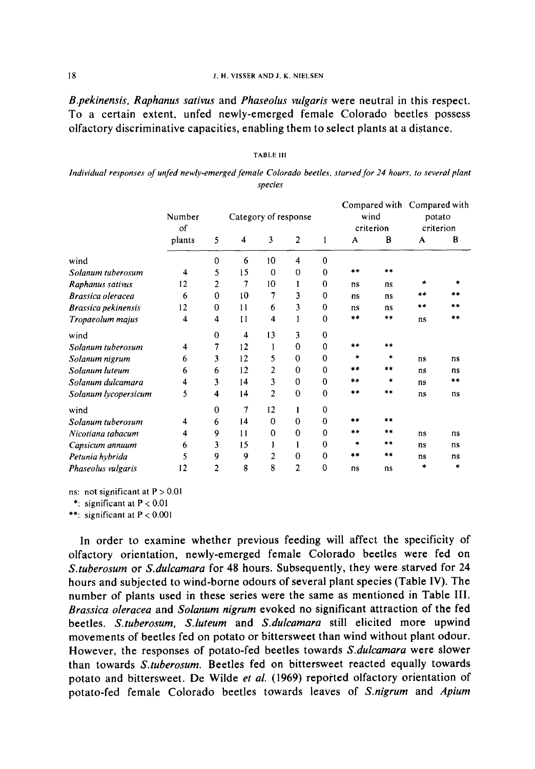*B.pekinensis*, *Raphanus sativus* and *Phaseolus vulgaris* were neutral in this respect. To a certain extent, unfed newly-emerged female Colorado beetles possess olfactory discriminative capacities, enabling them to select plants at a distance.

TABLE III

*Individual responses of unfed newly-emerged female Colorado beetles, starved for 24 hours, to several plant species*

| | Number of plants | Category of response | | | | | Compared with wind criterion | | Compared with potato criterion | |
|---|---|---|---|---|---|---|---|---|---|---|
| | | 5 | 4 | 3 | 2 | 1 | A | B | A | B |
| wind | | 0 | 6 | 10 | 4 | 0 | | | | |
| *Solanum tuberosum* | 4 | 5 | 15 | 0 | 0 | 0 | ** | ** | | |
| *Raphanus sativus* | 12 | 2 | 7 | 10 | 1 | 0 | ns | ns | * | * |
| *Brassica oleracea* | 6 | 0 | 10 | 7 | 3 | 0 | ns | ns | ** | ** |
| *Brassica pekinensis* | 12 | 0 | 11 | 6 | 3 | 0 | ns | ns | ** | ** |
| *Tropaeolum majus* | 4 | 4 | 11 | 4 | 1 | 0 | ** | ** | ns | ** |
| wind | | 0 | 4 | 13 | 3 | 0 | | | | |
| *Solanum tuberosum* | 4 | 7 | 12 | 1 | 0 | 0 | ** | ** | | |
| *Solanum nigrum* | 6 | 3 | 12 | 5 | 0 | 0 | * | * | ns | ns |
| *Solanum luteum* | 6 | 6 | 12 | 2 | 0 | 0 | ** | ** | ns | ns |
| *Solanum dulcamara* | 4 | 3 | 14 | 3 | 0 | 0 | ** | * | ns | ** |
| *Solanum lycopersicum* | 5 | 4 | 14 | 2 | 0 | 0 | ** | ** | ns | ns |
| wind | | 0 | 7 | 12 | 1 | 0 | | | | |
| *Solanum tuberosum* | 4 | 6 | 14 | 0 | 0 | 0 | ** | ** | | |
| *Nicotiana tabacum* | 4 | 9 | 11 | 0 | 0 | 0 | ** | ** | ns | ns |
| *Capsicum annuum* | 6 | 3 | 15 | 1 | 1 | 0 | * | ** | ns | ns |
| *Petunia hybrida* | 5 | 9 | 9 | 2 | 0 | 0 | ** | ** | ns | ns |
| *Phaseolus vulgaris* | 12 | 2 | 8 | 8 | 2 | 0 | ns | ns | * | * |

ns: not significant at $P > 0.01$
*: significant at $P < 0.01$
**: significant at $P < 0.001$

In order to examine whether previous feeding will affect the specificity of olfactory orientation, newly-emerged female Colorado beetles were fed on *S.tuberosum* or *S.dulcamara* for 48 hours. Subsequently, they were starved for 24 hours and subjected to wind-borne odours of several plant species (Table IV). The number of plants used in these series were the same as mentioned in Table III. *Brassica oleracea* and *Solanum nigrum* evoked no significant attraction of the fed beetles. *S.tuberosum*, *S.luteum* and *S.dulcamara* still elicited more upwind movements of beetles fed on potato or bittersweet than wind without plant odour. However, the responses of potato-fed beetles towards *S.dulcamara* were slower than towards *S.tuberosum*. Beetles fed on bittersweet reacted equally towards potato and bittersweet. De Wilde *et al.* (1969) reported olfactory orientation of potato-fed female Colorado beetles towards leaves of *S.nigrum* and *Apium*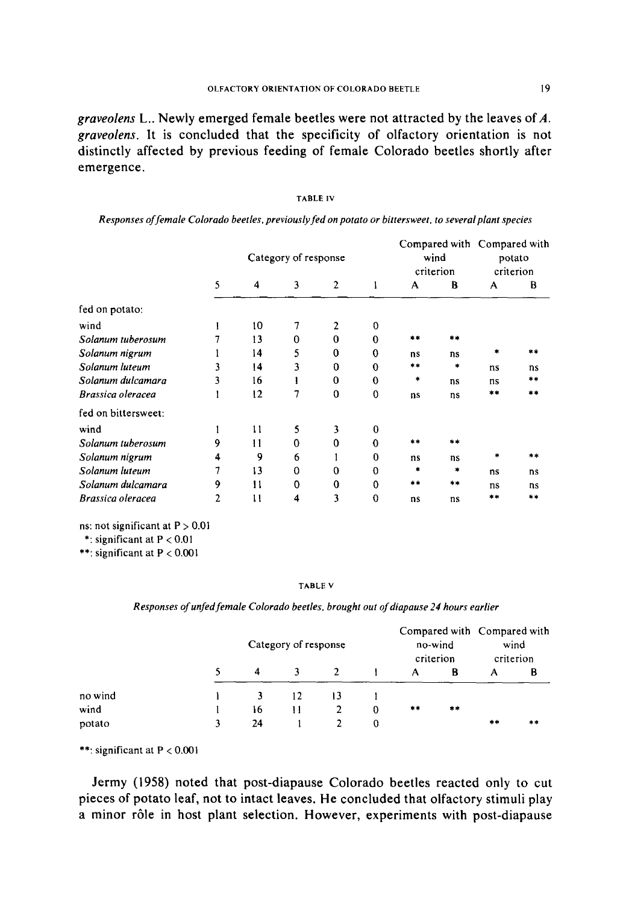*graveolens* L.. Newly emerged female beetles were not attracted by the leaves of *A. graveolens*. It is concluded that the specificity of olfactory orientation is not distinctly affected by previous feeding of female Colorado beetles shortly after emergence.

TABLE IV

*Responses of female Colorado beetles, previously fed on potato or bittersweet, to several plant species*

| | Category of response | | | | | Compared with wind criterion | | Compared with potato criterion | |
|---|---|---|---|---|---|---|---|---|---|
| | 5 | 4 | 3 | 2 | 1 | A | B | A | B |
| fed on potato: | | | | | | | | | |
| wind | 1 | 10 | 7 | 2 | 0 | | | | |
| *Solanum tuberosum* | 7 | 13 | 0 | 0 | 0 | ** | ** | | |
| *Solanum nigrum* | 1 | 14 | 5 | 0 | 0 | ns | ns | * | ** |
| *Solanum luteum* | 3 | 14 | 3 | 0 | 0 | ** | * | ns | ns |
| *Solanum dulcamara* | 3 | 16 | 1 | 0 | 0 | * | ns | ns | ** |
| *Brassica oleracea* | 1 | 12 | 7 | 0 | 0 | ns | ns | ** | ** |
| fed on bittersweet: | | | | | | | | | |
| wind | 1 | 11 | 5 | 3 | 0 | | | | |
| *Solanum tuberosum* | 9 | 11 | 0 | 0 | 0 | ** | ** | | |
| *Solanum nigrum* | 4 | 9 | 6 | 1 | 0 | ns | ns | * | ** |
| *Solanum luteum* | 7 | 13 | 0 | 0 | 0 | * | * | ns | ns |
| *Solanum dulcamara* | 9 | 11 | 0 | 0 | 0 | ** | ** | ns | ns |
| *Brassica oleracea* | 2 | 11 | 4 | 3 | 0 | ns | ns | ** | ** |

ns: not significant at $P > 0.01$
*: significant at $P < 0.01$
**: significant at $P < 0.001$

TABLE V

*Responses of unfed female Colorado beetles, brought out of diapause 24 hours earlier*

| | Category of response | | | | | Compared with no-wind criterion | | Compared with wind criterion | |
|---|---|---|---|---|---|---|---|---|---|
| | 5 | 4 | 3 | 2 | 1 | A | B | A | B |
| no wind | 1 | 3 | 12 | 13 | 1 | | | | |
| wind | 1 | 16 | 11 | 2 | 0 | ** | ** | | |
| potato | 3 | 24 | 1 | 2 | 0 | | | ** | ** |

**: significant at $P < 0.001$

Jermy (1958) noted that post-diapause Colorado beetles reacted only to cut pieces of potato leaf, not to intact leaves. He concluded that olfactory stimuli play a minor rôle in host plant selection. However, experiments with post-diapause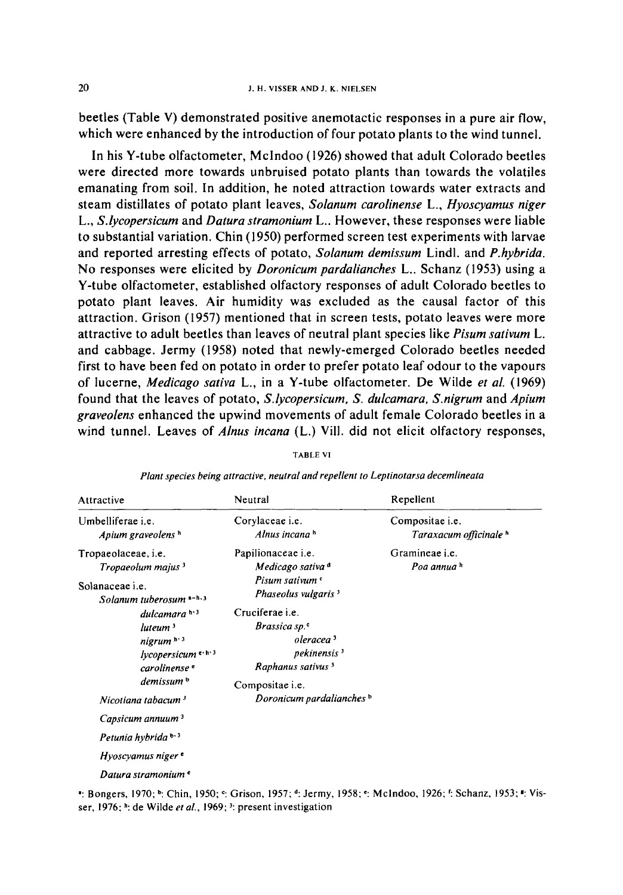beetles (Table V) demonstrated positive anemotactic responses in a pure air flow, which were enhanced by the introduction of four potato plants to the wind tunnel.

In his Y-tube olfactometer, McIndoo (1926) showed that adult Colorado beetles were directed more towards unbruised potato plants than towards the volatiles emanating from soil. In addition, he noted attraction towards water extracts and steam distillates of potato plant leaves, *Solanum carolinense* L., *Hyoscyamus niger* L., *S.lycopersicum* and *Datura stramonium* L.. However, these responses were liable to substantial variation. Chin (1950) performed screen test experiments with larvae and reported arresting effects of potato, *Solanum demissum* Lindl. and *P.hybrida*. No responses were elicited by *Doronicum pardalianches* L.. Schanz (1953) using a Y-tube olfactometer, established olfactory responses of adult Colorado beetles to potato plant leaves. Air humidity was excluded as the causal factor of this attraction. Grison (1957) mentioned that in screen tests, potato leaves were more attractive to adult beetles than leaves of neutral plant species like *Pisum sativum* L. and cabbage. Jermy (1958) noted that newly-emerged Colorado beetles needed first to have been fed on potato in order to prefer potato leaf odour to the vapours of lucerne, *Medicago sativa* L., in a Y-tube olfactometer. De Wilde *et al.* (1969) found that the leaves of potato, *S.lycopersicum*, *S. dulcamara*, *S.nigrum* and *Apium graveolens* enhanced the upwind movements of adult female Colorado beetles in a wind tunnel. Leaves of *Alnus incana* (L.) Vill. did not elicit olfactory responses,

TABLE VI

*Plant species being attractive, neutral and repellent to Leptinotarsa decemlineata*

| Attractive | Neutral | Repellent |
|---|---|---|
| Umbelliferae i.e. *Apium graveolens* [h] | Corylaceae i.e. *Alnus incana* [h] | Compositae i.e. *Taraxacum officinale* [h] |
| Tropaeolaceae, i.e. *Tropaeolum majus* [3] | Papilionaceae i.e. *Medicago sativa* [d] | Gramineae i.e. *Poa annua* [h] |
| Solanaceae i.e. *Solanum tuberosum* [a–h, 3] | *Pisum sativum* [c] | |
| *dulcamara* [h, 3] | *Phaseolus vulgaris* [3] | |
| *luteum* [3] | Cruciferae i.e. *Brassica sp.* [c] | |
| *nigrum* [h, 3] | *oleracea* [3] | |
| *lycopersicum* [e, h, 3] | *pekinensis* [3] | |
| *carolinense* [e] | *Raphanus sativus* [3] | |
| *demissum* [b] | Compositae i.e. *Doronicum pardalianches* [b] | |
| *Nicotiana tabacum* [3] | | |
| *Capsicum annuum* [3] | | |
| *Petunia hybrida* [b, 3] | | |
| *Hyoscyamus niger* [e] | | |
| *Datura stramonium* [e] | | |

[a]: Bongers, 1970; [b]: Chin, 1950; [c]: Grison, 1957; [d]: Jermy, 1958; [e]: McIndoo, 1926; [f]: Schanz, 1953; [g]: Visser, 1976; [h]: de Wilde *et al.*, 1969; [3]: present investigation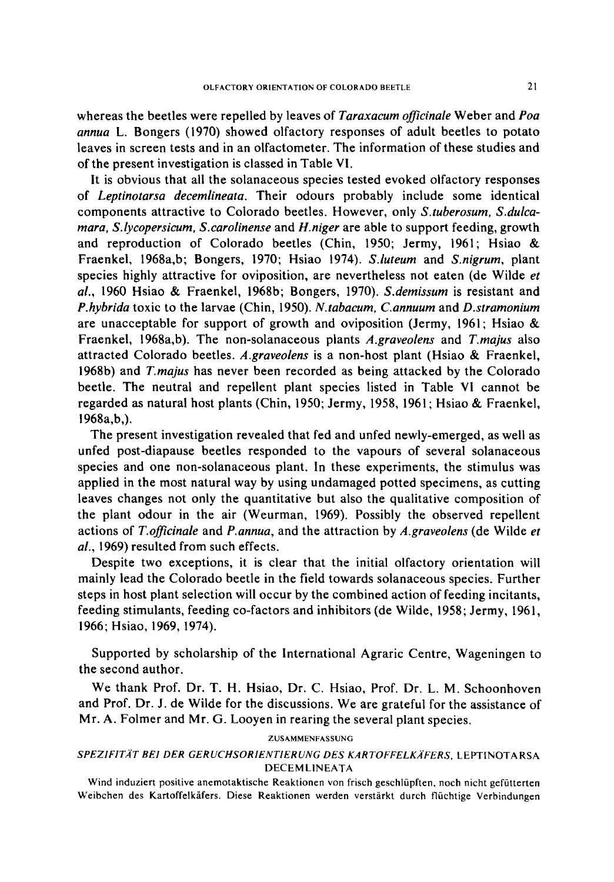whereas the beetles were repelled by leaves of *Taraxacum officinale* Weber and *Poa annua* L. Bongers (1970) showed olfactory responses of adult beetles to potato leaves in screen tests and in an olfactometer. The information of these studies and of the present investigation is classed in Table VI.

It is obvious that all the solanaceous species tested evoked olfactory responses of *Leptinotarsa decemlineata*. Their odours probably include some identical components attractive to Colorado beetles. However, only *S.tuberosum, S.dulcamara, S.lycopersicum, S.carolinense* and *H.niger* are able to support feeding, growth and reproduction of Colorado beetles (Chin, 1950; Jermy, 1961; Hsiao & Fraenkel, 1968a,b; Bongers, 1970; Hsiao 1974). *S.luteum* and *S.nigrum*, plant species highly attractive for oviposition, are nevertheless not eaten (de Wilde *et al.*, 1960 Hsiao & Fraenkel, 1968b; Bongers, 1970). *S.demissum* is resistant and *P.hybrida* toxic to the larvae (Chin, 1950). *N.tabacum, C.annuum* and *D.stramonium* are unacceptable for support of growth and oviposition (Jermy, 1961; Hsiao & Fraenkel, 1968a,b). The non-solanaceous plants *A.graveolens* and *T.majus* also attracted Colorado beetles. *A.graveolens* is a non-host plant (Hsiao & Fraenkel, 1968b) and *T.majus* has never been recorded as being attacked by the Colorado beetle. The neutral and repellent plant species listed in Table VI cannot be regarded as natural host plants (Chin, 1950; Jermy, 1958, 1961; Hsiao & Fraenkel, 1968a,b,).

The present investigation revealed that fed and unfed newly-emerged, as well as unfed post-diapause beetles responded to the vapours of several solanaceous species and one non-solanaceous plant. In these experiments, the stimulus was applied in the most natural way by using undamaged potted specimens, as cutting leaves changes not only the quantitative but also the qualitative composition of the plant odour in the air (Weurman, 1969). Possibly the observed repellent actions of *T.officinale* and *P.annua*, and the attraction by *A.graveolens* (de Wilde *et al.*, 1969) resulted from such effects.

Despite two exceptions, it is clear that the initial olfactory orientation will mainly lead the Colorado beetle in the field towards solanaceous species. Further steps in host plant selection will occur by the combined action of feeding incitants, feeding stimulants, feeding co-factors and inhibitors (de Wilde, 1958; Jermy, 1961, 1966; Hsiao, 1969, 1974).

Supported by scholarship of the International Agraric Centre, Wageningen to the second author.

We thank Prof. Dr. T. H. Hsiao, Dr. C. Hsiao, Prof. Dr. L. M. Schoonhoven and Prof. Dr. J. de Wilde for the discussions. We are grateful for the assistance of Mr. A. Folmer and Mr. G. Looyen in rearing the several plant species.

## ZUSAMMENFASSUNG

### *SPEZIFITÄT BEI DER GERUCHSORIENTIERUNG DES KARTOFFELKÄFERS,* LEPTINOTARSA DECEMLINEATA

Wind induziert positive anemotaktische Reaktionen von frisch geschlüpften, noch nicht gefütterten Weibchen des Kartoffelkäfers. Diese Reaktionen werden verstärkt durch flüchtige Verbindungen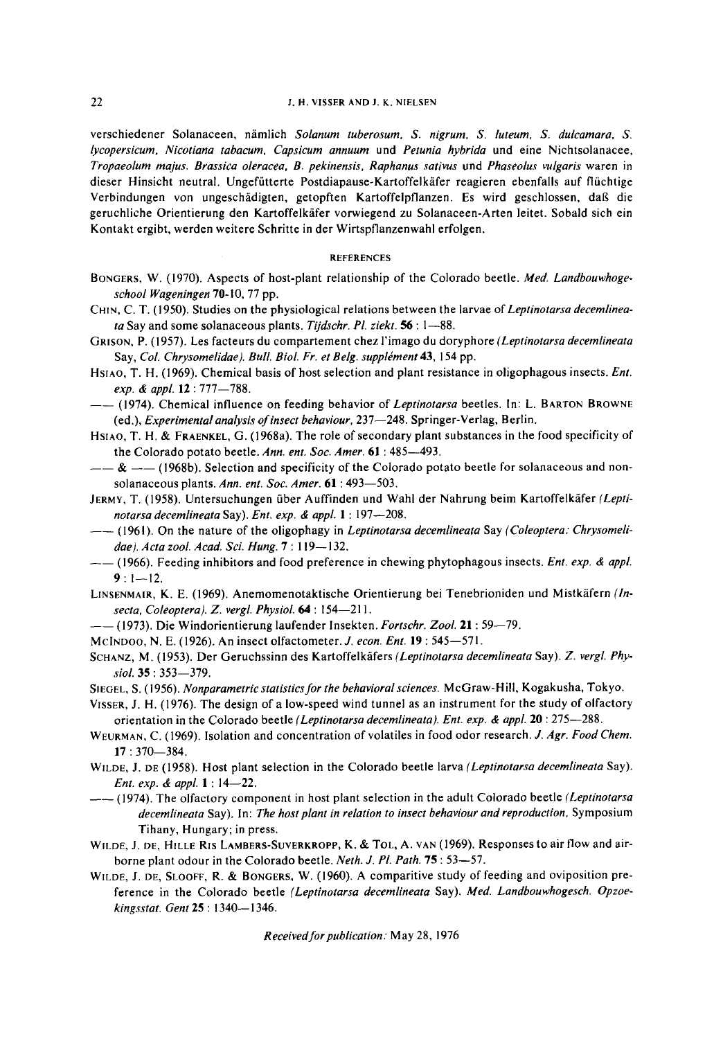verschiedener Solanaceen, nämlich *Solanum tuberosum*, *S. nigrum*, *S. luteum*, *S. dulcamara*, *S. lycopersicum*, *Nicotiana tabacum*, *Capsicum annuum* und *Petunia hybrida* und eine Nichtsolanacee, *Tropaeolum majus*. *Brassica oleracea*, *B. pekinensis*, *Raphanus sativus* und *Phaseolus vulgaris* waren in dieser Hinsicht neutral. Ungefütterte Postdiapause-Kartoffelkäfer reagieren ebenfalls auf flüchtige Verbindungen von ungeschädigten, getopften Kartoffelpflanzen. Es wird geschlossen, daß die geruchliche Orientierung den Kartoffelkäfer vorwiegend zu Solanaceen-Arten leitet. Sobald sich ein Kontakt ergibt, werden weitere Schritte in der Wirtspflanzenwahl erfolgen.

## REFERENCES

BONGERS, W. (1970). Aspects of host-plant relationship of the Colorado beetle. *Med. Landbouwhogeschool Wageningen* **70**-10, 77 pp.

CHIN, C. T. (1950). Studies on the physiological relations between the larvae of *Leptinotarsa decemlineata* Say and some solanaceous plants. *Tijdschr. Pl. ziekt.* **56** : 1—88.

GRISON, P. (1957). Les facteurs du compartement chez l'imago du doryphore *(Leptinotarsa decemlineata* Say, *Col. Chrysomelidae). Bull. Biol. Fr. et Belg. supplément* **43**, 154 pp.

HSIAO, T. H. (1969). Chemical basis of host selection and plant resistance in oligophagous insects. *Ent. exp. & appl.* **12** : 777—788.

—— (1974). Chemical influence on feeding behavior of *Leptinotarsa* beetles. In: L. BARTON BROWNE (ed.), *Experimental analysis of insect behaviour*, 237—248. Springer-Verlag, Berlin.

HSIAO, T. H. & FRAENKEL, G. (1968a). The role of secondary plant substances in the food specificity of the Colorado potato beetle. *Ann. ent. Soc. Amer.* **61** : 485—493.

—— & —— (1968b). Selection and specificity of the Colorado potato beetle for solanaceous and nonsolanaceous plants. *Ann. ent. Soc. Amer.* **61** : 493—503.

JERMY, T. (1958). Untersuchungen über Auffinden und Wahl der Nahrung beim Kartoffelkäfer *(Leptinotarsa decemlineata* Say). *Ent. exp. & appl.* **1** : 197—208.

—— (1961). On the nature of the oligophagy in *Leptinotarsa decemlineata* Say *(Coleoptera: Chrysomelidae). Acta zool. Acad. Sci. Hung.* **7** : 119—132.

—— (1966). Feeding inhibitors and food preference in chewing phytophagous insects. *Ent. exp. & appl.* **9** : 1—12.

LINSENMAIR, K. E. (1969). Anemomenotaktische Orientierung bei Tenebrioniden und Mistkäfern *(Insecta, Coleoptera). Z. vergl. Physiol.* **64** : 154—211.

—— (1973). Die Windorientierung laufender Insekten. *Fortschr. Zool.* **21** : 59—79.

MCINDOO, N. E. (1926). An insect olfactometer. *J. econ. Ent.* **19** : 545—571.

SCHANZ, M. (1953). Der Geruchssinn des Kartoffelkäfers *(Leptinotarsa decemlineata* Say). *Z. vergl. Physiol.* **35** : 353—379.

SIEGEL, S. (1956). *Nonparametric statistics for the behavioral sciences.* McGraw-Hill, Kogakusha, Tokyo.

VISSER, J. H. (1976). The design of a low-speed wind tunnel as an instrument for the study of olfactory orientation in the Colorado beetle *(Leptinotarsa decemlineata). Ent. exp. & appl.* **20** : 275—288.

WEURMAN, C. (1969). Isolation and concentration of volatiles in food odor research. *J. Agr. Food Chem.* **17** : 370—384.

WILDE, J. DE (1958). Host plant selection in the Colorado beetle larva *(Leptinotarsa decemlineata* Say). *Ent. exp. & appl.* **1** : 14—22.

—— (1974). The olfactory component in host plant selection in the adult Colorado beetle *(Leptinotarsa decemlineata* Say). In: *The host plant in relation to insect behaviour and reproduction*, Symposium Tihany, Hungary; in press.

WILDE, J. DE, HILLE RIS LAMBERS-SUVERKROPP, K. & TOL, A. VAN (1969). Responses to air flow and airborne plant odour in the Colorado beetle. *Neth. J. Pl. Path.* **75** : 53—57.

WILDE, J. DE, SLOOFF, R. & BONGERS, W. (1960). A comparitive study of feeding and oviposition preference in the Colorado beetle *(Leptinotarsa decemlineata* Say). *Med. Landbouwhogesch. Opzoekingsstat. Gent* **25** : 1340—1346.

*Received for publication:* May 28, 1976